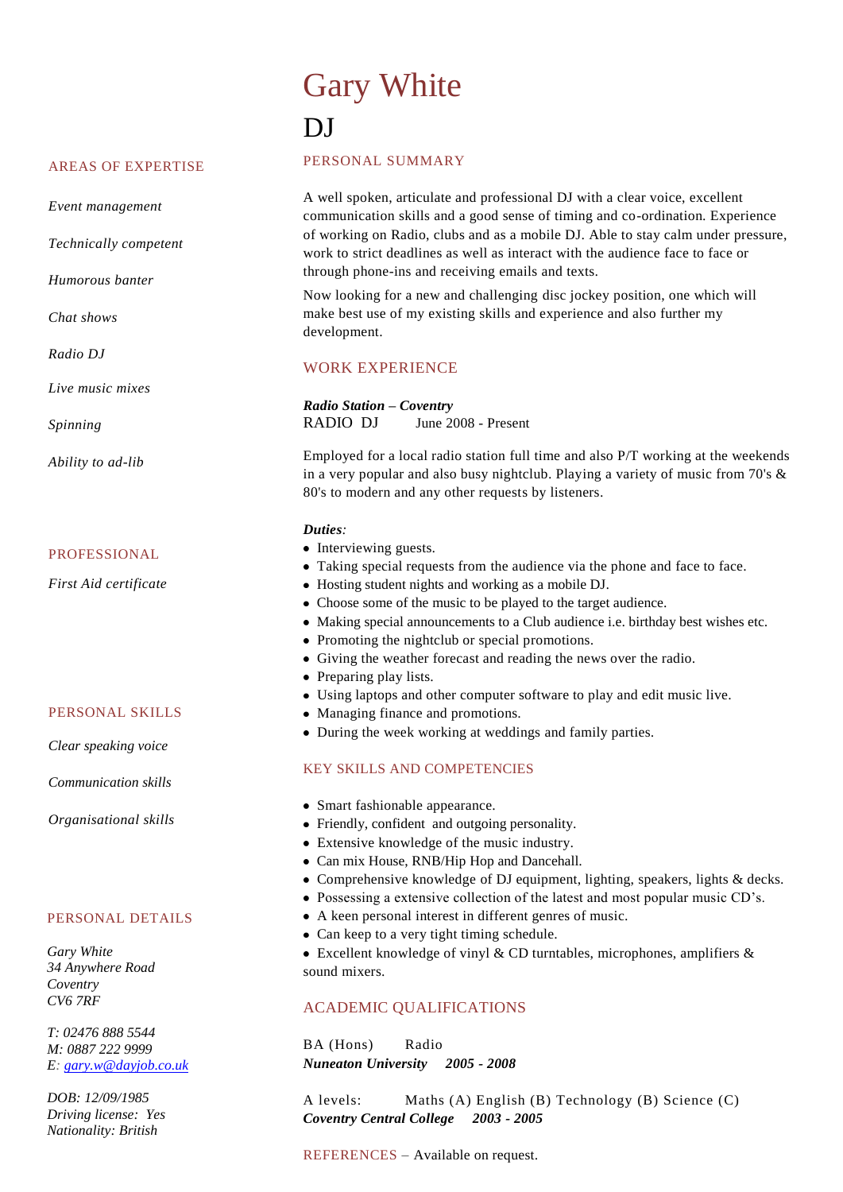# Gary White

## DJ

## PERSONAL SUMMARY

A well spoken, articulate and professional DJ with a clear voice, excellent communication skills and a good sense of timing and co-ordination. Experience of working on Radio, clubs and as a mobile DJ. Able to stay calm under pressure, work to strict deadlines as well as interact with the audience face to face or through phone-ins and receiving emails and texts.

Now looking for a new and challenging disc jockey position, one which will make best use of my existing skills and experience and also further my development.

## WORK EXPERIENCE

***Radio Station – Coventry***
RADIO DJ June 2008 - Present

Employed for a local radio station full time and also P/T working at the weekends in a very popular and also busy nightclub. Playing a variety of music from 70's & 80's to modern and any other requests by listeners.

***Duties**:*

- Interviewing guests.
- Taking special requests from the audience via the phone and face to face.
- Hosting student nights and working as a mobile DJ.
- Choose some of the music to be played to the target audience.
- Making special announcements to a Club audience i.e. birthday best wishes etc.
- Promoting the nightclub or special promotions.
- Giving the weather forecast and reading the news over the radio.
- Preparing play lists.
- Using laptops and other computer software to play and edit music live.
- Managing finance and promotions.
- During the week working at weddings and family parties.

## KEY SKILLS AND COMPETENCIES

- Smart fashionable appearance.
- Friendly, confident and outgoing personality.
- Extensive knowledge of the music industry.
- Can mix House, RNB/Hip Hop and Dancehall.
- Comprehensive knowledge of DJ equipment, lighting, speakers, lights & decks.
- Possessing a extensive collection of the latest and most popular music CD's.
- A keen personal interest in different genres of music.
- Can keep to a very tight timing schedule.
- Excellent knowledge of vinyl & CD turntables, microphones, amplifiers & sound mixers.

## ACADEMIC QUALIFICATIONS

BA (Hons) Radio
***Nuneaton University 2005 - 2008***

A levels: Maths (A) English (B) Technology (B) Science (C)
***Coventry Central College 2003 - 2005***

## REFERENCES – Available on request.

## AREAS OF EXPERTISE

*Event management*

*Technically competent*

*Humorous banter*

*Chat shows*

*Radio DJ*

*Live music mixes*

*Spinning*

*Ability to ad-lib*

## PROFESSIONAL

*First Aid certificate*

## PERSONAL SKILLS

*Clear speaking voice*

*Communication skills*

*Organisational skills*

## PERSONAL DETAILS

*Gary White*
*34 Anywhere Road*
*Coventry*
*CV6 7RF*

*T: 02476 888 5544*
*M: 0887 222 9999*
*E: gary.w@dayjob.co.uk*

*DOB: 12/09/1985*
*Driving license: Yes*
*Nationality: British*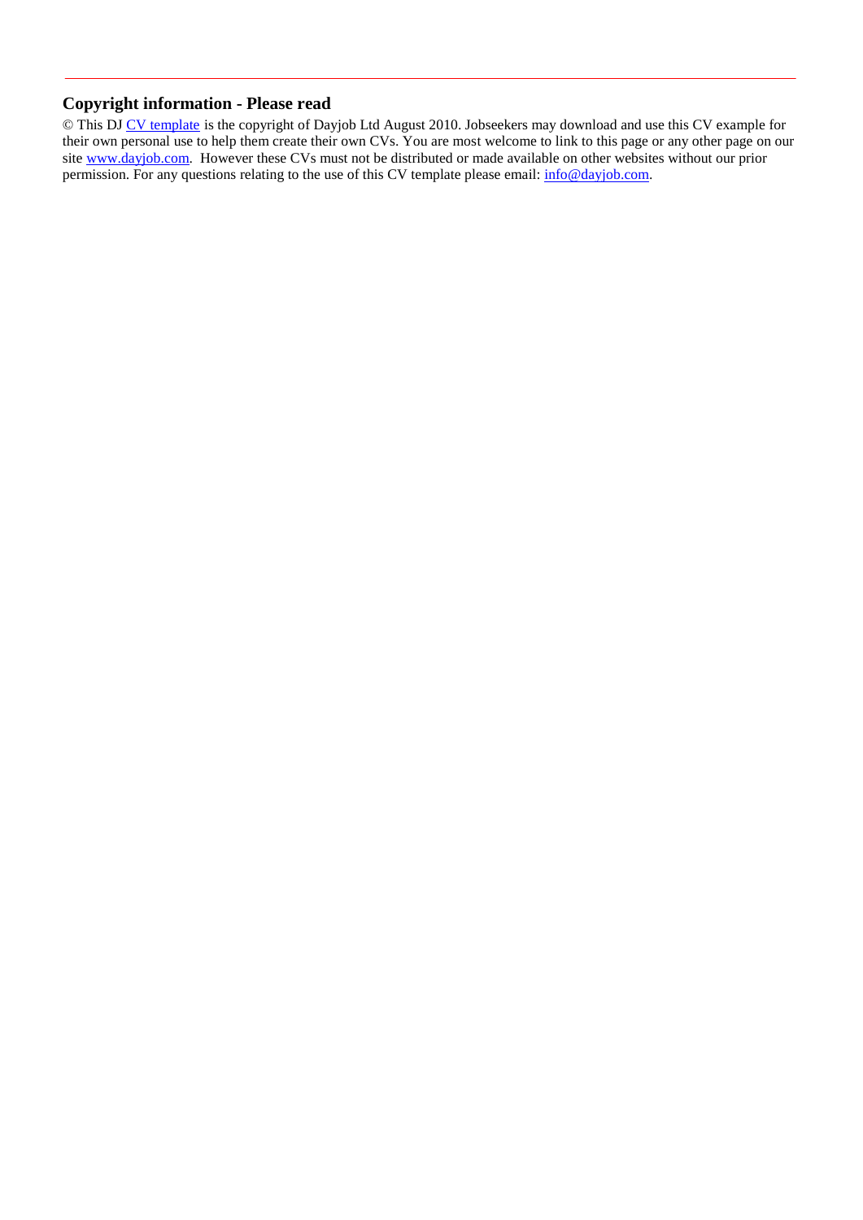---

## Copyright information - Please read

© This DJ [CV template](CV template) is the copyright of Dayjob Ltd August 2010. Jobseekers may download and use this CV example for their own personal use to help them create their own CVs. You are most welcome to link to this page or any other page on our site [www.dayjob.com](www.dayjob.com). However these CVs must not be distributed or made available on other websites without our prior permission. For any questions relating to the use of this CV template please email: [info@dayjob.com](mailto:info@dayjob.com).